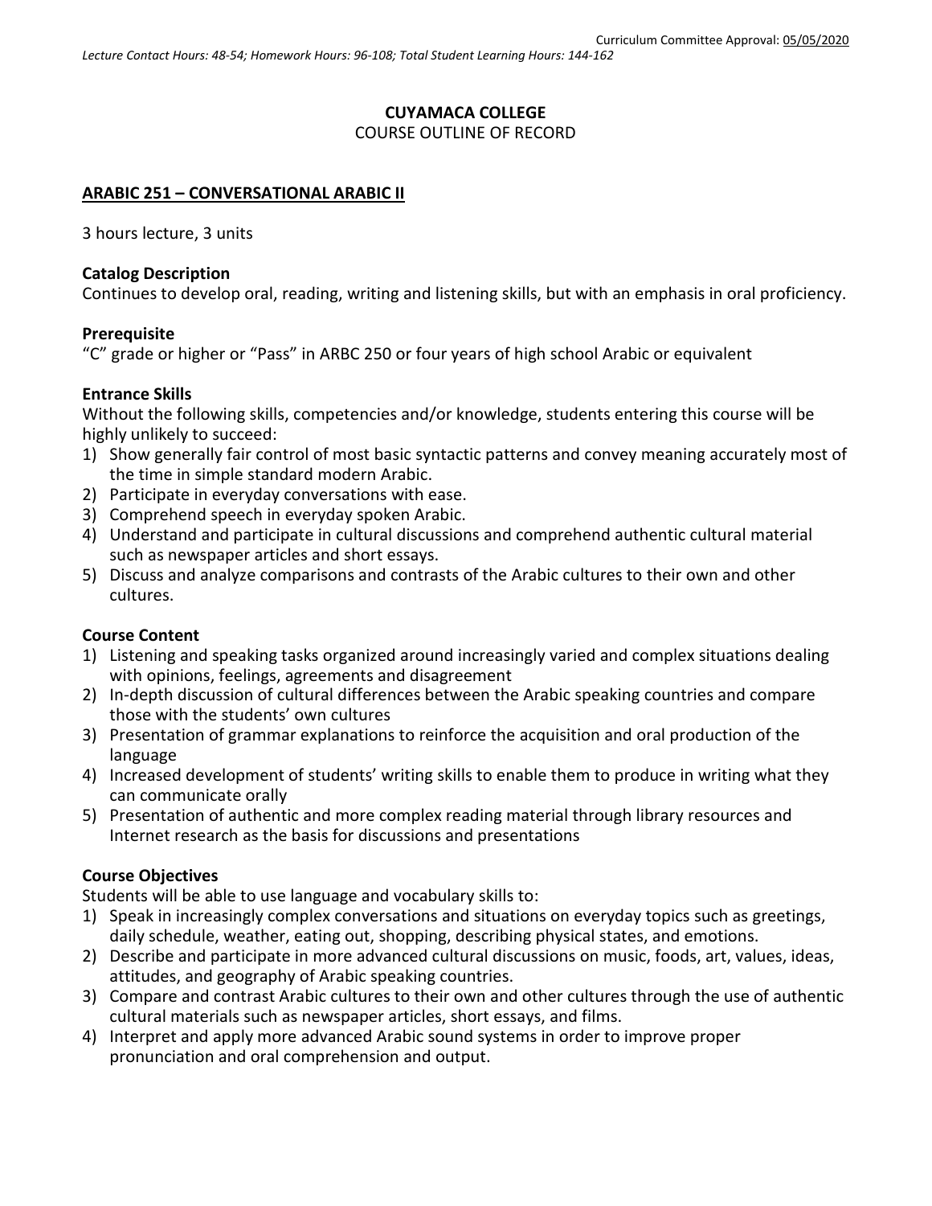Curriculum Committee Approval: 05/05/2020

*Lecture Contact Hours: 48-54; Homework Hours: 96-108; Total Student Learning Hours: 144-162*

**CUYAMACA COLLEGE**
COURSE OUTLINE OF RECORD

## ARABIC 251 – CONVERSATIONAL ARABIC II

3 hours lecture, 3 units

### Catalog Description
Continues to develop oral, reading, writing and listening skills, but with an emphasis in oral proficiency.

### Prerequisite
"C" grade or higher or "Pass" in ARBC 250 or four years of high school Arabic or equivalent

### Entrance Skills
Without the following skills, competencies and/or knowledge, students entering this course will be highly unlikely to succeed:

1) Show generally fair control of most basic syntactic patterns and convey meaning accurately most of the time in simple standard modern Arabic.
2) Participate in everyday conversations with ease.
3) Comprehend speech in everyday spoken Arabic.
4) Understand and participate in cultural discussions and comprehend authentic cultural material such as newspaper articles and short essays.
5) Discuss and analyze comparisons and contrasts of the Arabic cultures to their own and other cultures.

### Course Content
1) Listening and speaking tasks organized around increasingly varied and complex situations dealing with opinions, feelings, agreements and disagreement
2) In-depth discussion of cultural differences between the Arabic speaking countries and compare those with the students' own cultures
3) Presentation of grammar explanations to reinforce the acquisition and oral production of the language
4) Increased development of students' writing skills to enable them to produce in writing what they can communicate orally
5) Presentation of authentic and more complex reading material through library resources and Internet research as the basis for discussions and presentations

### Course Objectives
Students will be able to use language and vocabulary skills to:

1) Speak in increasingly complex conversations and situations on everyday topics such as greetings, daily schedule, weather, eating out, shopping, describing physical states, and emotions.
2) Describe and participate in more advanced cultural discussions on music, foods, art, values, ideas, attitudes, and geography of Arabic speaking countries.
3) Compare and contrast Arabic cultures to their own and other cultures through the use of authentic cultural materials such as newspaper articles, short essays, and films.
4) Interpret and apply more advanced Arabic sound systems in order to improve proper pronunciation and oral comprehension and output.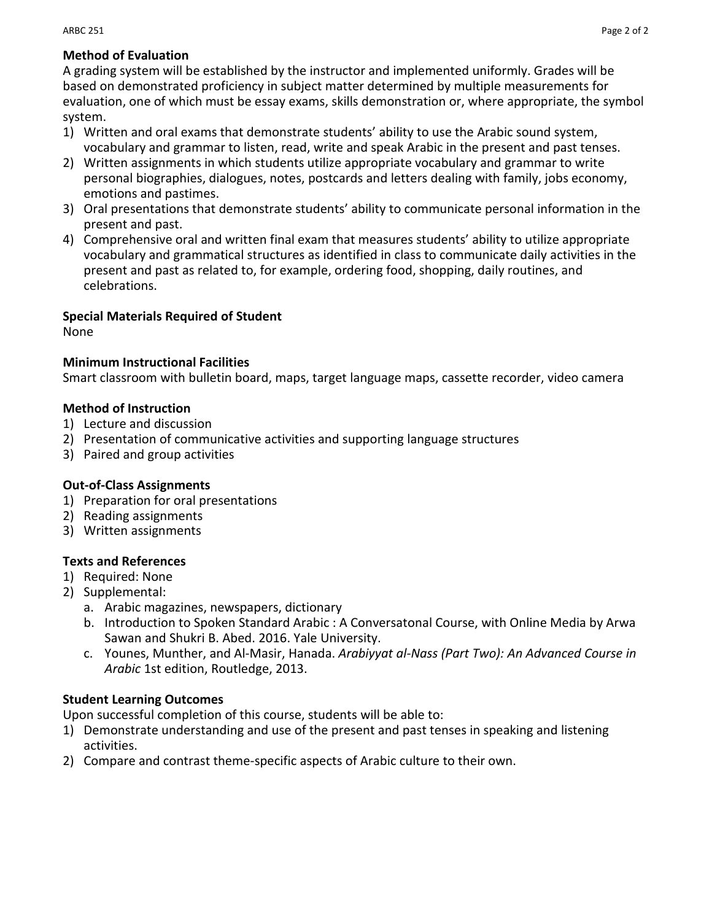**Method of Evaluation**

A grading system will be established by the instructor and implemented uniformly. Grades will be based on demonstrated proficiency in subject matter determined by multiple measurements for evaluation, one of which must be essay exams, skills demonstration or, where appropriate, the symbol system.

1) Written and oral exams that demonstrate students' ability to use the Arabic sound system, vocabulary and grammar to listen, read, write and speak Arabic in the present and past tenses.
2) Written assignments in which students utilize appropriate vocabulary and grammar to write personal biographies, dialogues, notes, postcards and letters dealing with family, jobs economy, emotions and pastimes.
3) Oral presentations that demonstrate students' ability to communicate personal information in the present and past.
4) Comprehensive oral and written final exam that measures students' ability to utilize appropriate vocabulary and grammatical structures as identified in class to communicate daily activities in the present and past as related to, for example, ordering food, shopping, daily routines, and celebrations.

**Special Materials Required of Student**

None

**Minimum Instructional Facilities**

Smart classroom with bulletin board, maps, target language maps, cassette recorder, video camera

**Method of Instruction**

1) Lecture and discussion
2) Presentation of communicative activities and supporting language structures
3) Paired and group activities

**Out-of-Class Assignments**

1) Preparation for oral presentations
2) Reading assignments
3) Written assignments

**Texts and References**

1) Required: None
2) Supplemental:
   a. Arabic magazines, newspapers, dictionary
   b. Introduction to Spoken Standard Arabic : A Conversatonal Course, with Online Media by Arwa Sawan and Shukri B. Abed. 2016. Yale University.
   c. Younes, Munther, and Al-Masir, Hanada. *Arabiyyat al-Nass (Part Two): An Advanced Course in Arabic* 1st edition, Routledge, 2013.

**Student Learning Outcomes**

Upon successful completion of this course, students will be able to:

1) Demonstrate understanding and use of the present and past tenses in speaking and listening activities.
2) Compare and contrast theme-specific aspects of Arabic culture to their own.